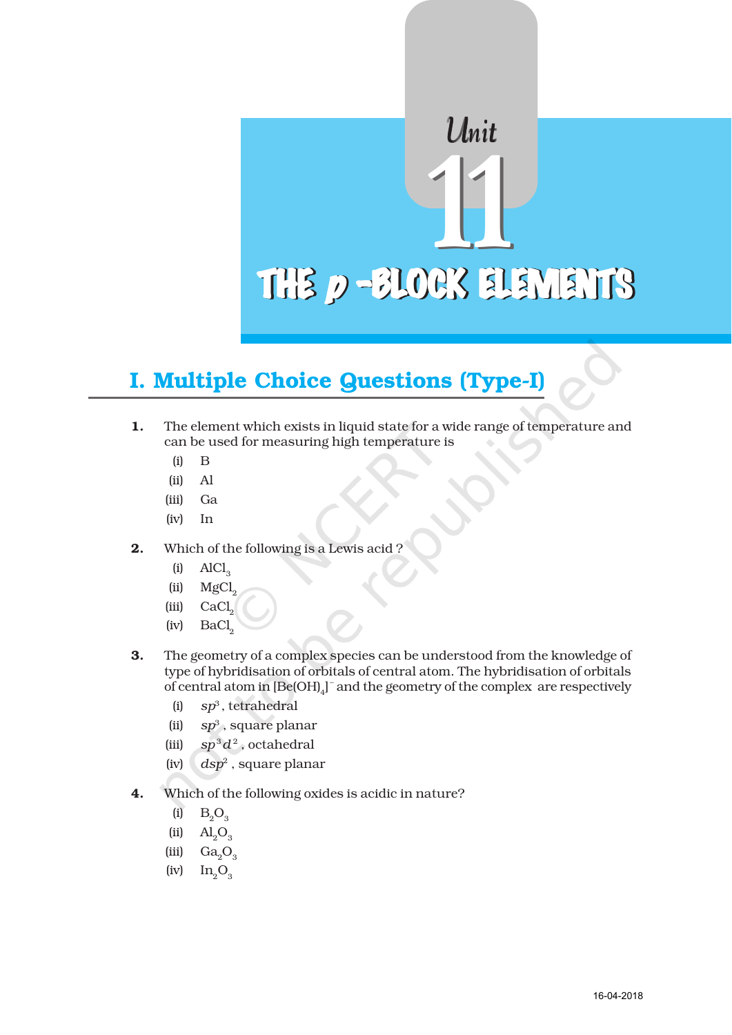# Unit 11

# THE *p* -BLOCK ELEMENTS

## I. Multiple Choice Questions (Type-I)

**1.** The element which exists in liquid state for a wide range of temperature and can be used for measuring high temperature is

- (i) B
- (ii) Al
- (iii) Ga
- (iv) In

**2.** Which of the following is a Lewis acid ?

- (i) $AlCl_3$
- (ii) $MgCl_2$
- (iii) $CaCl_2$
- (iv) $BaCl_2$

**3.** The geometry of a complex species can be understood from the knowledge of type of hybridisation of orbitals of central atom. The hybridisation of orbitals of central atom in $[Be(OH)_4]^-$ and the geometry of the complex are respectively

- (i) $sp^3$, tetrahedral
- (ii) $sp^3$, square planar
- (iii) $sp^3d^2$, octahedral
- (iv) $dsp^2$, square planar

**4.** Which of the following oxides is acidic in nature?

- (i) $B_2O_3$
- (ii) $Al_2O_3$
- (iii) $Ga_2O_3$
- (iv) $In_2O_3$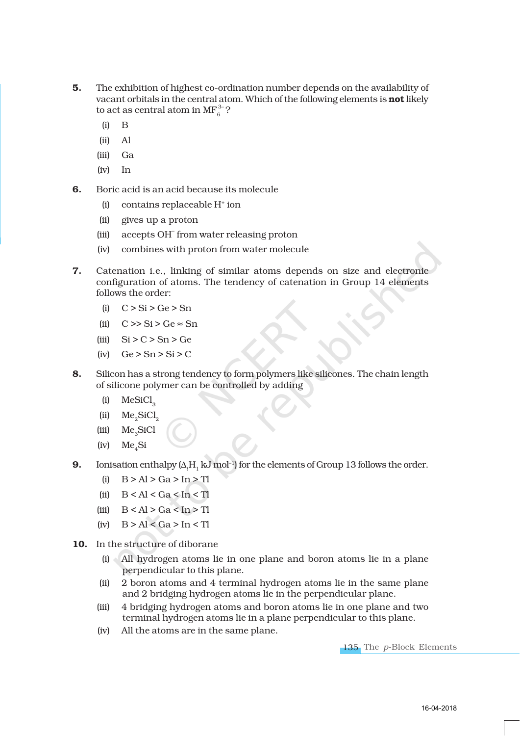5. The exhibition of highest co-ordination number depends on the availability of vacant orbitals in the central atom. Which of the following elements is **not** likely to act as central atom in $MF_6^{3-}$ ?

   (i) B

   (ii) Al

   (iii) Ga

   (iv) In

6. Boric acid is an acid because its molecule

   (i) contains replaceable $H^+$ ion

   (ii) gives up a proton

   (iii) accepts $OH^-$ from water releasing proton

   (iv) combines with proton from water molecule

7. Catenation i.e., linking of similar atoms depends on size and electronic configuration of atoms. The tendency of catenation in Group 14 elements follows the order:

   (i) C > Si > Ge > Sn

   (ii) C >> Si > Ge ≈ Sn

   (iii) Si > C > Sn > Ge

   (iv) Ge > Sn > Si > C

8. Silicon has a strong tendency to form polymers like silicones. The chain length of silicone polymer can be controlled by adding

   (i) $MeSiCl_3$

   (ii) $Me_2SiCl_2$

   (iii) $Me_3SiCl$

   (iv) $Me_4Si$

9. Ionisation enthalpy ($\Delta_i H_1$ kJ mol$^{-1}$) for the elements of Group 13 follows the order.

   (i) B > Al > Ga > In > Tl

   (ii) B < Al < Ga < In < Tl

   (iii) B < Al > Ga < In > Tl

   (iv) B > Al < Ga > In < Tl

10. In the structure of diborane

    (i) All hydrogen atoms lie in one plane and boron atoms lie in a plane perpendicular to this plane.

    (ii) 2 boron atoms and 4 terminal hydrogen atoms lie in the same plane and 2 bridging hydrogen atoms lie in the perpendicular plane.

    (iii) 4 bridging hydrogen atoms and boron atoms lie in one plane and two terminal hydrogen atoms lie in a plane perpendicular to this plane.

    (iv) All the atoms are in the same plane.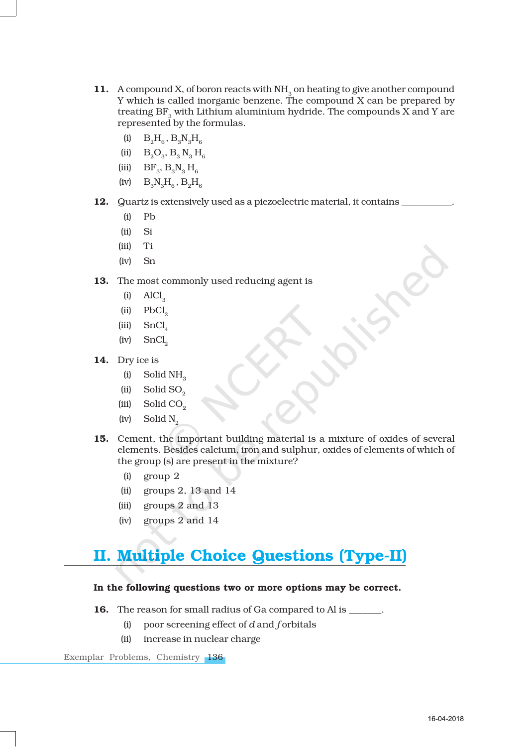**11.** A compound X, of boron reacts with $NH_3$ on heating to give another compound Y which is called inorganic benzene. The compound X can be prepared by treating $BF_3$ with Lithium aluminium hydride. The compounds X and Y are represented by the formulas.

(i) $B_2H_6$, $B_3N_3H_6$

(ii) $B_2O_3$, $B_3N_3H_6$

(iii) $BF_3$, $B_3N_3H_6$

(iv) $B_3N_3H_6$, $B_2H_6$

**12.** Quartz is extensively used as a piezoelectric material, it contains __________.

(i) Pb

(ii) Si

(iii) Ti

(iv) Sn

**13.** The most commonly used reducing agent is

(i) $AlCl_3$

(ii) $PbCl_2$

(iii) $SnCl_4$

(iv) $SnCl_2$

**14.** Dry ice is

(i) Solid $NH_3$

(ii) Solid $SO_2$

(iii) Solid $CO_2$

(iv) Solid $N_2$

**15.** Cement, the important building material is a mixture of oxides of several elements. Besides calcium, iron and sulphur, oxides of elements of which of the group (s) are present in the mixture?

(i) group 2

(ii) groups 2, 13 and 14

(iii) groups 2 and 13

(iv) groups 2 and 14

## II. Multiple Choice Questions (Type-II)

**In the following questions two or more options may be correct.**

**16.** The reason for small radius of Ga compared to Al is _______.

(i) poor screening effect of *d* and *f* orbitals

(ii) increase in nuclear charge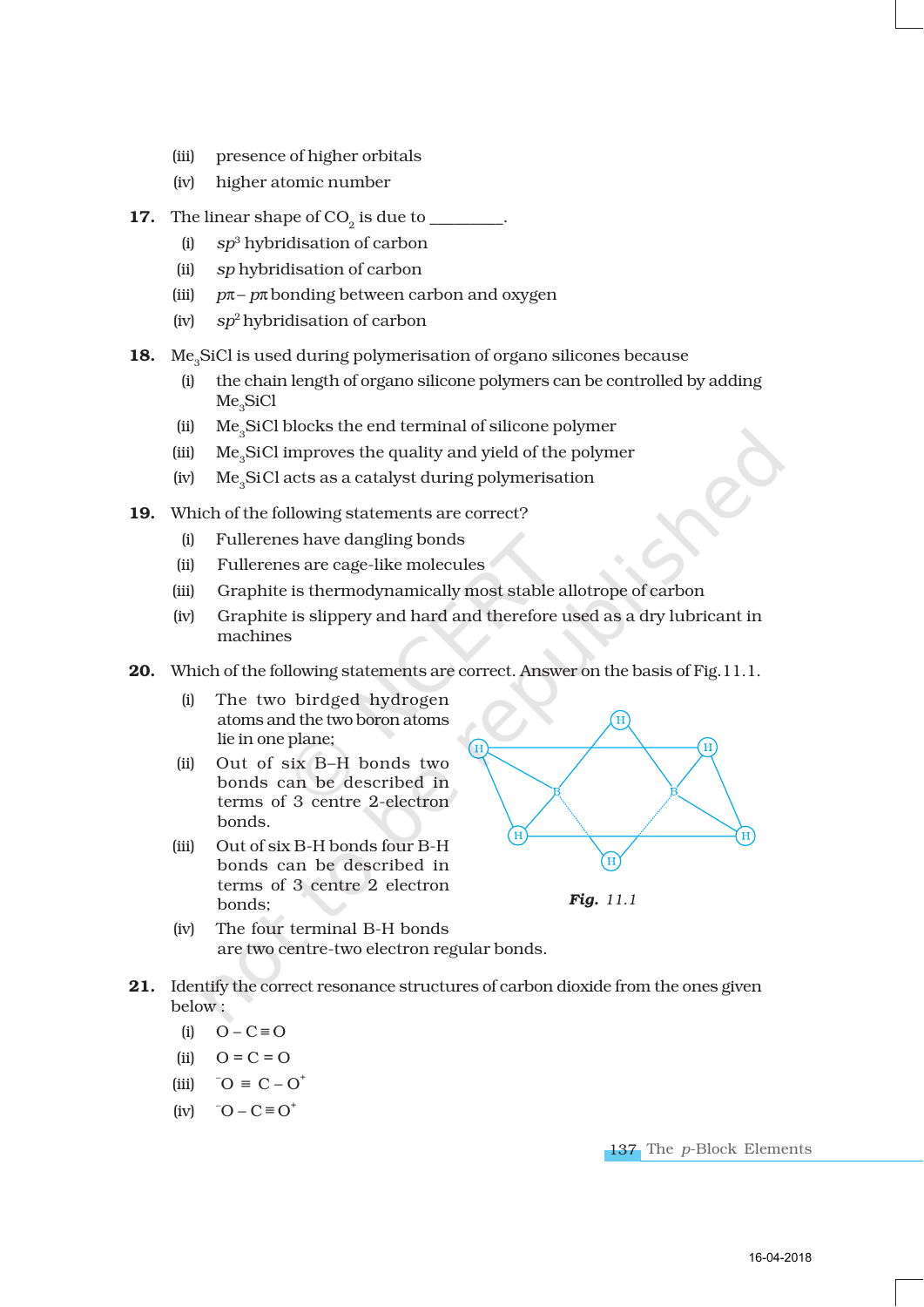(iii) presence of higher orbitals

(iv) higher atomic number

**17.** The linear shape of $CO_2$ is due to _________.

(i) $sp^3$ hybridisation of carbon

(ii) $sp$ hybridisation of carbon

(iii) $p\pi - p\pi$ bonding between carbon and oxygen

(iv) $sp^2$ hybridisation of carbon

**18.** $Me_3SiCl$ is used during polymerisation of organo silicones because

(i) the chain length of organo silicone polymers can be controlled by adding $Me_3SiCl$

(ii) $Me_3SiCl$ blocks the end terminal of silicone polymer

(iii) $Me_3SiCl$ improves the quality and yield of the polymer

(iv) $Me_3SiCl$ acts as a catalyst during polymerisation

**19.** Which of the following statements are correct?

(i) Fullerenes have dangling bonds

(ii) Fullerenes are cage-like molecules

(iii) Graphite is thermodynamically most stable allotrope of carbon

(iv) Graphite is slippery and hard and therefore used as a dry lubricant in machines

**20.** Which of the following statements are correct. Answer on the basis of Fig.11.1.

(i) The two birdged hydrogen atoms and the two boron atoms lie in one plane;

(ii) Out of six B–H bonds two bonds can be described in terms of 3 centre 2-electron bonds.

(iii) Out of six B-H bonds four B-H bonds can be described in terms of 3 centre 2 electron bonds;

(iv) The four terminal B-H bonds are two centre-two electron regular bonds.

***Fig.*** *11.1*

**21.** Identify the correct resonance structures of carbon dioxide from the ones given below :

(i) $O - C \equiv O$

(ii) $O = C = O$

(iii) $^{-}O \equiv C - O^{+}$

(iv) $^{-}O - C \equiv O^{+}$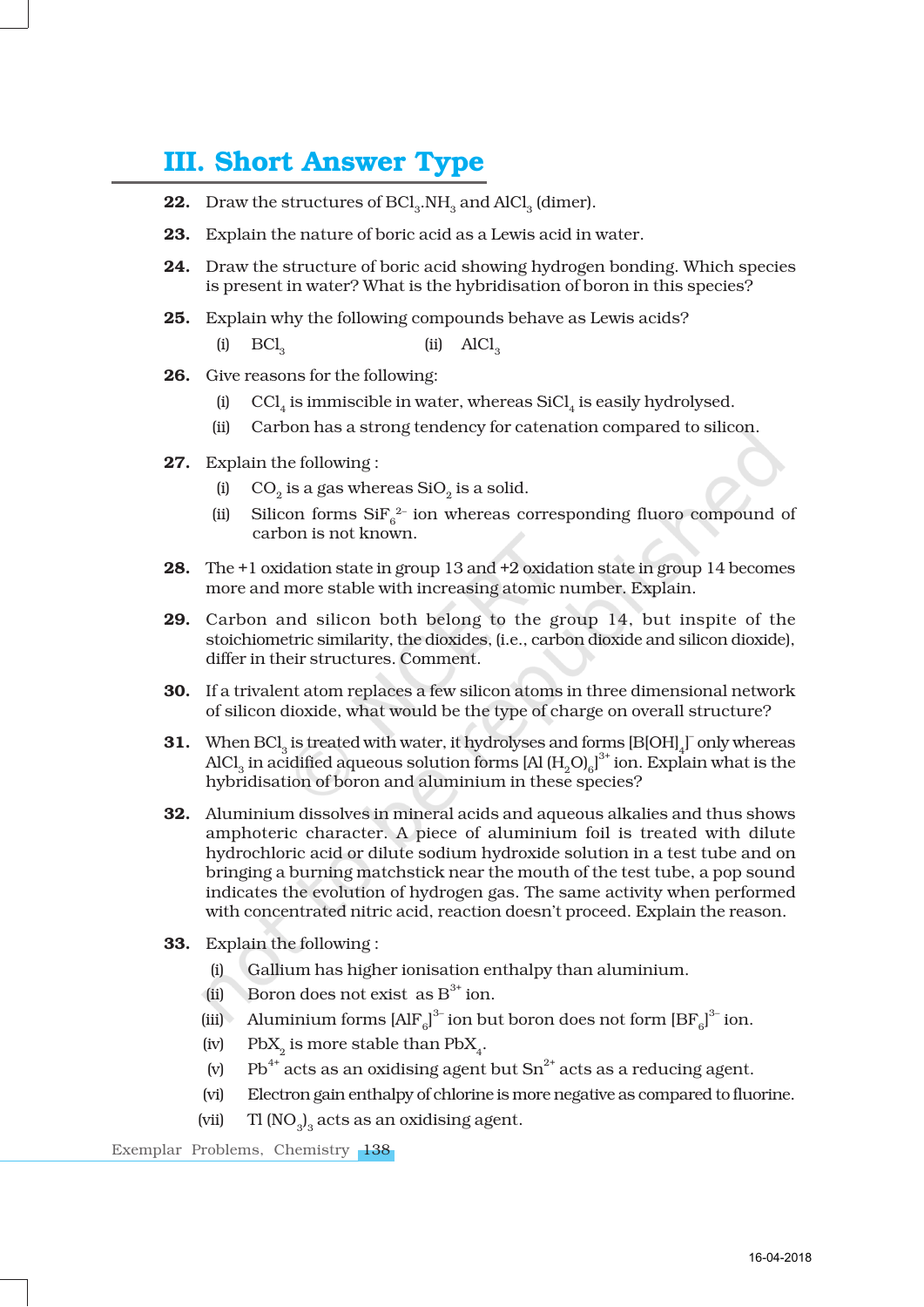## III. Short Answer Type

**22.** Draw the structures of $BCl_3.NH_3$ and $AlCl_3$ (dimer).

**23.** Explain the nature of boric acid as a Lewis acid in water.

**24.** Draw the structure of boric acid showing hydrogen bonding. Which species is present in water? What is the hybridisation of boron in this species?

**25.** Explain why the following compounds behave as Lewis acids?

(i) $BCl_3$ (ii) $AlCl_3$

**26.** Give reasons for the following:

(i) $CCl_4$ is immiscible in water, whereas $SiCl_4$ is easily hydrolysed.

(ii) Carbon has a strong tendency for catenation compared to silicon.

**27.** Explain the following :

(i) $CO_2$ is a gas whereas $SiO_2$ is a solid.

(ii) Silicon forms $SiF_6^{2-}$ ion whereas corresponding fluoro compound of carbon is not known.

**28.** The +1 oxidation state in group 13 and +2 oxidation state in group 14 becomes more and more stable with increasing atomic number. Explain.

**29.** Carbon and silicon both belong to the group 14, but inspite of the stoichiometric similarity, the dioxides, (i.e., carbon dioxide and silicon dioxide), differ in their structures. Comment.

**30.** If a trivalent atom replaces a few silicon atoms in three dimensional network of silicon dioxide, what would be the type of charge on overall structure?

**31.** When $BCl_3$ is treated with water, it hydrolyses and forms $[B[OH]_4]^-$ only whereas $AlCl_3$ in acidified aqueous solution forms $[Al(H_2O)_6]^{3+}$ ion. Explain what is the hybridisation of boron and aluminium in these species?

**32.** Aluminium dissolves in mineral acids and aqueous alkalies and thus shows amphoteric character. A piece of aluminium foil is treated with dilute hydrochloric acid or dilute sodium hydroxide solution in a test tube and on bringing a burning matchstick near the mouth of the test tube, a pop sound indicates the evolution of hydrogen gas. The same activity when performed with concentrated nitric acid, reaction doesn't proceed. Explain the reason.

**33.** Explain the following :

(i) Gallium has higher ionisation enthalpy than aluminium.

(ii) Boron does not exist as $B^{3+}$ ion.

(iii) Aluminium forms $[AlF_6]^{3-}$ ion but boron does not form $[BF_6]^{3-}$ ion.

(iv) $PbX_2$ is more stable than $PbX_4$.

(v) $Pb^{4+}$ acts as an oxidising agent but $Sn^{2+}$ acts as a reducing agent.

(vi) Electron gain enthalpy of chlorine is more negative as compared to fluorine.

(vii) $Tl(NO_3)_3$ acts as an oxidising agent.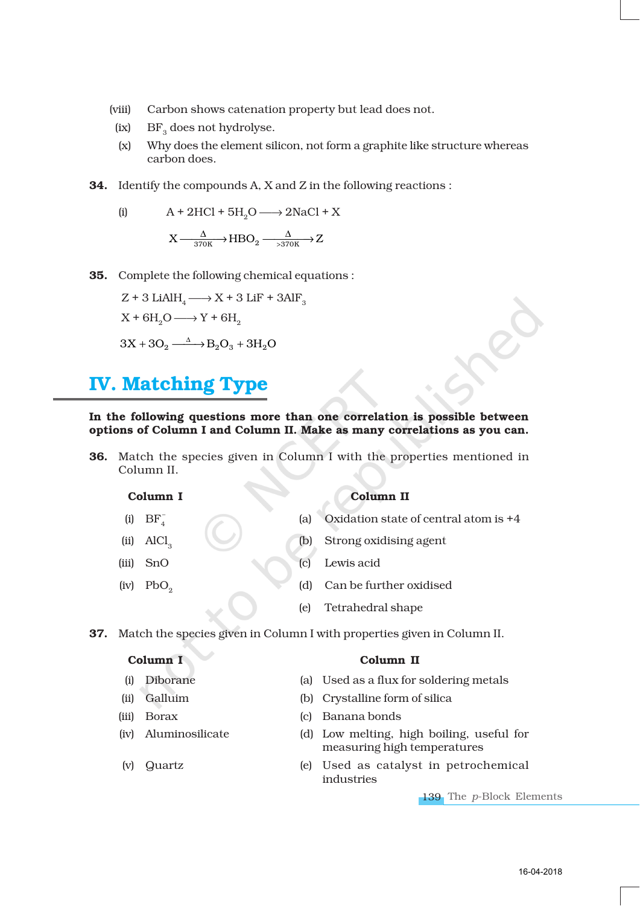(viii) Carbon shows catenation property but lead does not.

(ix) $BF_3$ does not hydrolyse.

(x) Why does the element silicon, not form a graphite like structure whereas carbon does.

**34.** Identify the compounds A, X and Z in the following reactions :

(i)

$$A + 2HCl + 5H_2O \longrightarrow 2NaCl + X$$

$$X \xrightarrow[370K]{\Delta} HBO_2 \xrightarrow[>370K]{\Delta} Z$$

**35.** Complete the following chemical equations :

$$Z + 3\,LiAlH_4 \longrightarrow X + 3\,LiF + 3AlF_3$$

$$X + 6H_2O \longrightarrow Y + 6H_2$$

$$3X + 3O_2 \xrightarrow{\Delta} B_2O_3 + 3H_2O$$

## IV. Matching Type

**In the following questions more than one correlation is possible between options of Column I and Column II. Make as many correlations as you can.**

**36.** Match the species given in Column I with the properties mentioned in Column II.

| Column I | Column II |
|---|---|
| (i) $BF_4^-$ | (a) Oxidation state of central atom is +4 |
| (ii) $AlCl_3$ | (b) Strong oxidising agent |
| (iii) SnO | (c) Lewis acid |
| (iv) $PbO_2$ | (d) Can be further oxidised |
| | (e) Tetrahedral shape |

**37.** Match the species given in Column I with properties given in Column II.

| Column I | Column II |
|---|---|
| (i) Diborane | (a) Used as a flux for soldering metals |
| (ii) Galluim | (b) Crystalline form of silica |
| (iii) Borax | (c) Banana bonds |
| (iv) Aluminosilicate | (d) Low melting, high boiling, useful for measuring high temperatures |
| (v) Quartz | (e) Used as catalyst in petrochemical industries |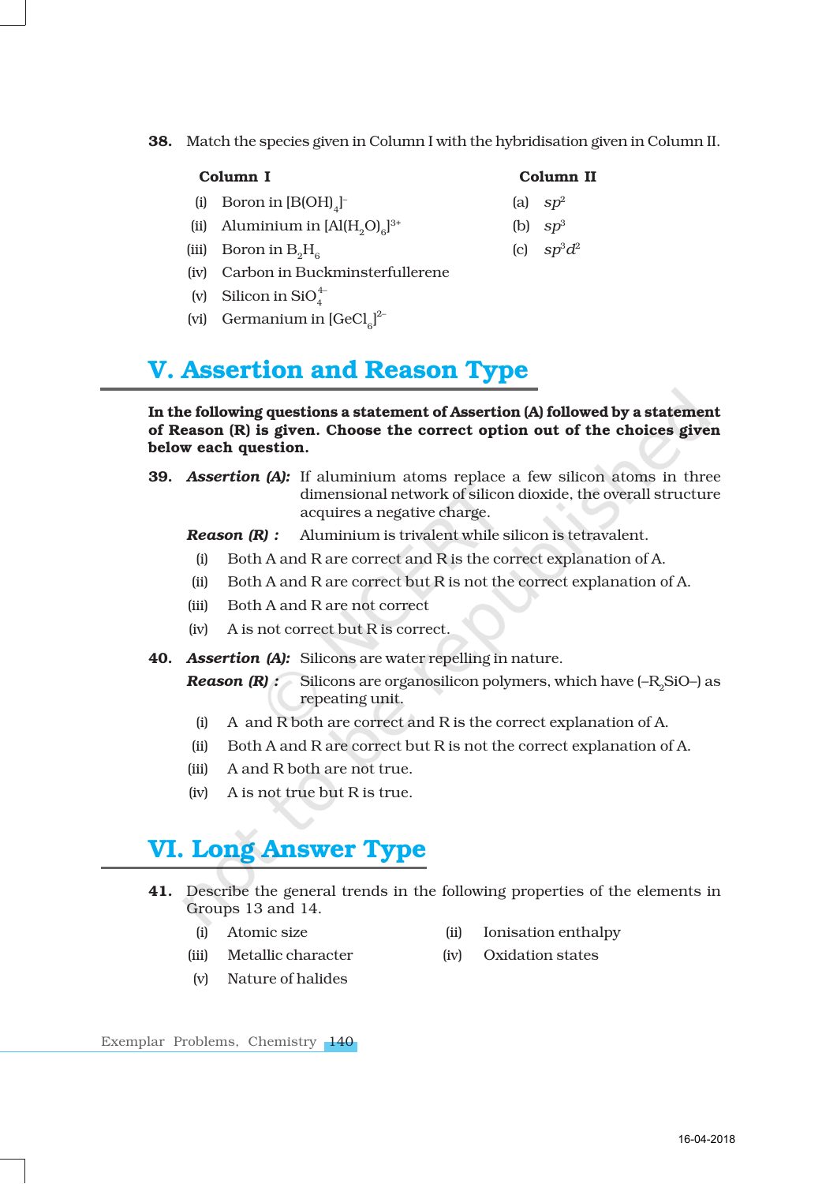**38.** Match the species given in Column I with the hybridisation given in Column II.

| Column I | Column II |
|---|---|
| (i) Boron in $[B(OH)_4]^-$ | (a) $sp^2$ |
| (ii) Aluminium in $[Al(H_2O)_6]^{3+}$ | (b) $sp^3$ |
| (iii) Boron in $B_2H_6$ | (c) $sp^3d^2$ |
| (iv) Carbon in Buckminsterfullerene | |
| (v) Silicon in $SiO_4^{4-}$ | |
| (vi) Germanium in $[GeCl_6]^{2-}$ | |

## V. Assertion and Reason Type

**In the following questions a statement of Assertion (A) followed by a statement of Reason (R) is given. Choose the correct option out of the choices given below each question.**

**39.** ***Assertion (A):*** If aluminium atoms replace a few silicon atoms in three dimensional network of silicon dioxide, the overall structure acquires a negative charge.

***Reason (R) :*** Aluminium is trivalent while silicon is tetravalent.

(i) Both A and R are correct and R is the correct explanation of A.

(ii) Both A and R are correct but R is not the correct explanation of A.

(iii) Both A and R are not correct

(iv) A is not correct but R is correct.

**40.** ***Assertion (A):*** Silicons are water repelling in nature.

***Reason (R) :*** Silicons are organosilicon polymers, which have $(-R_2SiO-)$ as repeating unit.

(i) A and R both are correct and R is the correct explanation of A.

(ii) Both A and R are correct but R is not the correct explanation of A.

(iii) A and R both are not true.

(iv) A is not true but R is true.

## VI. Long Answer Type

**41.** Describe the general trends in the following properties of the elements in Groups 13 and 14.

(i) Atomic size

(ii) Ionisation enthalpy

(iii) Metallic character

(iv) Oxidation states

(v) Nature of halides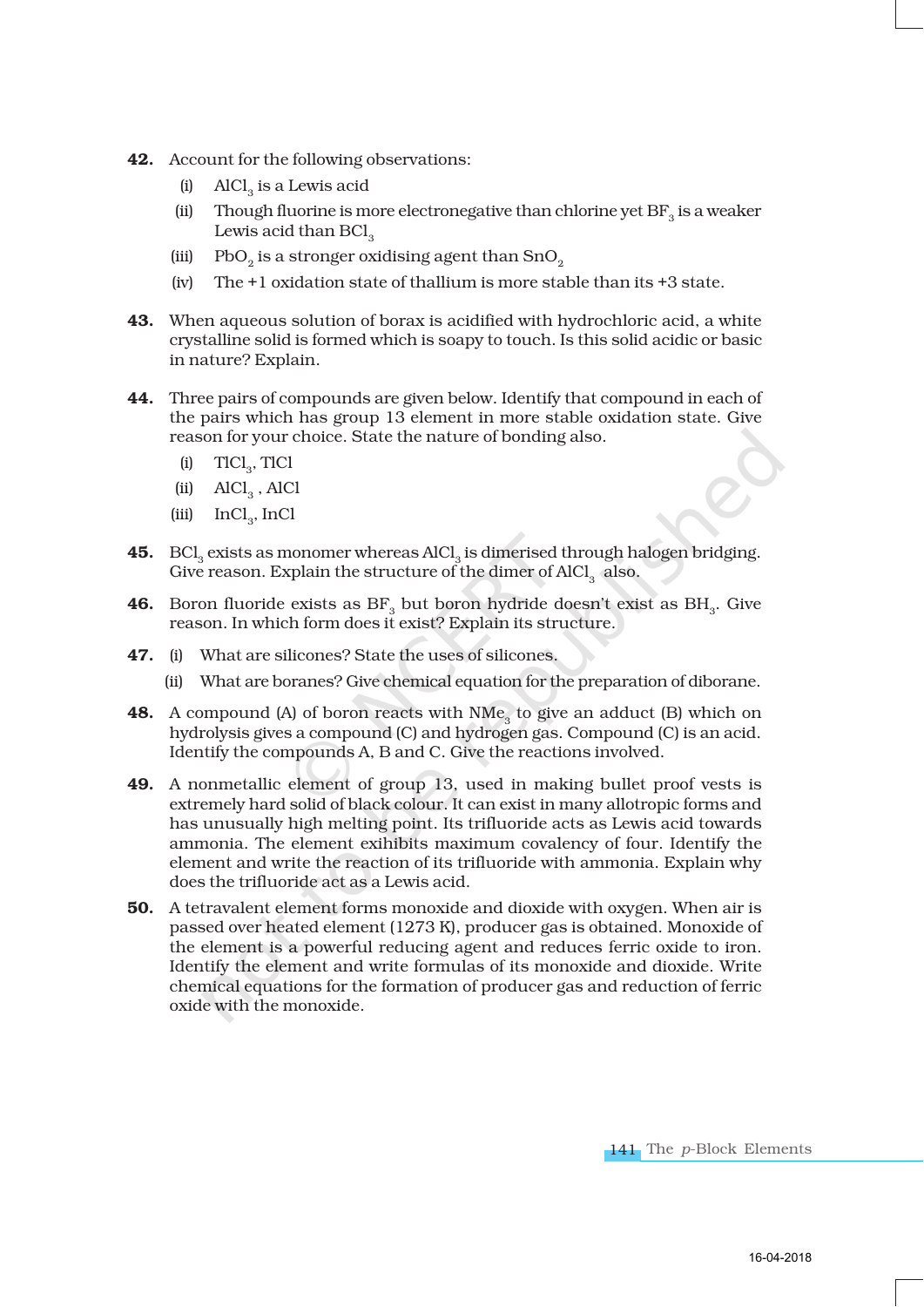**42.** Account for the following observations:

(i) $AlCl_3$ is a Lewis acid

(ii) Though fluorine is more electronegative than chlorine yet $BF_3$ is a weaker Lewis acid than $BCl_3$

(iii) $PbO_2$ is a stronger oxidising agent than $SnO_2$

(iv) The +1 oxidation state of thallium is more stable than its +3 state.

**43.** When aqueous solution of borax is acidified with hydrochloric acid, a white crystalline solid is formed which is soapy to touch. Is this solid acidic or basic in nature? Explain.

**44.** Three pairs of compounds are given below. Identify that compound in each of the pairs which has group 13 element in more stable oxidation state. Give reason for your choice. State the nature of bonding also.

(i) $TlCl_3$, $TlCl$

(ii) $AlCl_3$ , $AlCl$

(iii) $InCl_3$, $InCl$

**45.** $BCl_3$ exists as monomer whereas $AlCl_3$ is dimerised through halogen bridging. Give reason. Explain the structure of the dimer of $AlCl_3$ also.

**46.** Boron fluoride exists as $BF_3$ but boron hydride doesn't exist as $BH_3$. Give reason. In which form does it exist? Explain its structure.

**47.** (i) What are silicones? State the uses of silicones.

(ii) What are boranes? Give chemical equation for the preparation of diborane.

**48.** A compound (A) of boron reacts with $NMe_3$ to give an adduct (B) which on hydrolysis gives a compound (C) and hydrogen gas. Compound (C) is an acid. Identify the compounds A, B and C. Give the reactions involved.

**49.** A nonmetallic element of group 13, used in making bullet proof vests is extremely hard solid of black colour. It can exist in many allotropic forms and has unusually high melting point. Its trifluoride acts as Lewis acid towards ammonia. The element exihibits maximum covalency of four. Identify the element and write the reaction of its trifluoride with ammonia. Explain why does the trifluoride act as a Lewis acid.

**50.** A tetravalent element forms monoxide and dioxide with oxygen. When air is passed over heated element (1273 K), producer gas is obtained. Monoxide of the element is a powerful reducing agent and reduces ferric oxide to iron. Identify the element and write formulas of its monoxide and dioxide. Write chemical equations for the formation of producer gas and reduction of ferric oxide with the monoxide.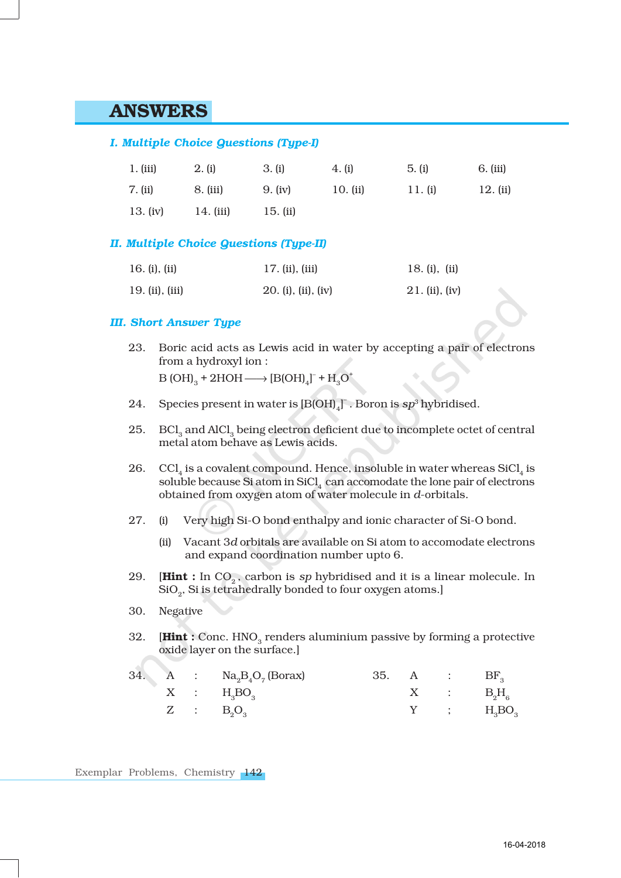# ANSWERS

### *I. Multiple Choice Questions (Type-I)*

| | | | | | |
|---|---|---|---|---|---|
| 1. (iii) | 2. (i) | 3. (i) | 4. (i) | 5. (i) | 6. (iii) |
| 7. (ii) | 8. (iii) | 9. (iv) | 10. (ii) | 11. (i) | 12. (ii) |
| 13. (iv) | 14. (iii) | 15. (ii) | | | |

### *II. Multiple Choice Questions (Type-II)*

| | | |
|---|---|---|
| 16. (i), (ii) | 17. (ii), (iii) | 18. (i), (ii) |
| 19. (ii), (iii) | 20. (i), (ii), (iv) | 21. (ii), (iv) |

### *III. Short Answer Type*

23. Boric acid acts as Lewis acid in water by accepting a pair of electrons from a hydroxyl ion :

    $B(OH)_3 + 2HOH \longrightarrow [B(OH)_4]^- + H_3O^+$

24. Species present in water is $[B(OH)_4]^-$. Boron is $sp^3$ hybridised.

25. $BCl_3$ and $AlCl_3$ being electron deficient due to incomplete octet of central metal atom behave as Lewis acids.

26. $CCl_4$ is a covalent compound. Hence, insoluble in water whereas $SiCl_4$ is soluble because Si atom in $SiCl_4$ can accomodate the lone pair of electrons obtained from oxygen atom of water molecule in *d*-orbitals.

27. (i) Very high Si-O bond enthalpy and ionic character of Si-O bond.

    (ii) Vacant 3*d* orbitals are available on Si atom to accomodate electrons and expand coordination number upto 6.

29. [**Hint :** In $CO_2$, carbon is *sp* hybridised and it is a linear molecule. In $SiO_2$, Si is tetrahedrally bonded to four oxygen atoms.]

30. Negative

32. [**Hint :** Conc. $HNO_3$ renders aluminium passive by forming a protective oxide layer on the surface.]

34. A : $Na_2B_4O_7$ (Borax)
    X : $H_3BO_3$
    Z : $B_2O_3$

35. A : $BF_3$
    X : $B_2H_6$
    Y : $H_3BO_3$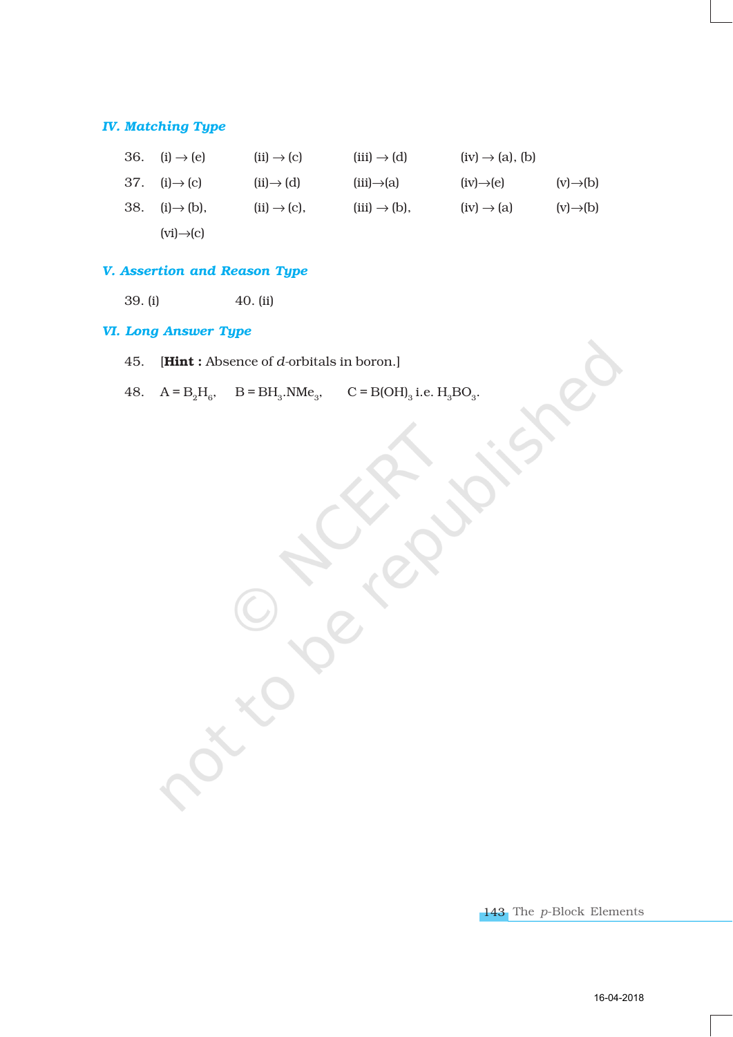## IV. Matching Type

36. (i) → (e)  (ii) → (c)  (iii) → (d)  (iv) → (a), (b)

37. (i)→ (c)  (ii)→ (d)  (iii)→(a)  (iv)→(e)  (v)→(b)

38. (i)→ (b),  (ii) → (c),  (iii) → (b),  (iv) → (a)  (v)→(b)  (vi)→(c)

## V. Assertion and Reason Type

39. (i)  40. (ii)

## VI. Long Answer Type

45. [**Hint :** Absence of *d*-orbitals in boron.]

48. A = $B_2H_6$,  B = $BH_3.NMe_3$,  C = $B(OH)_3$ i.e. $H_3BO_3$.